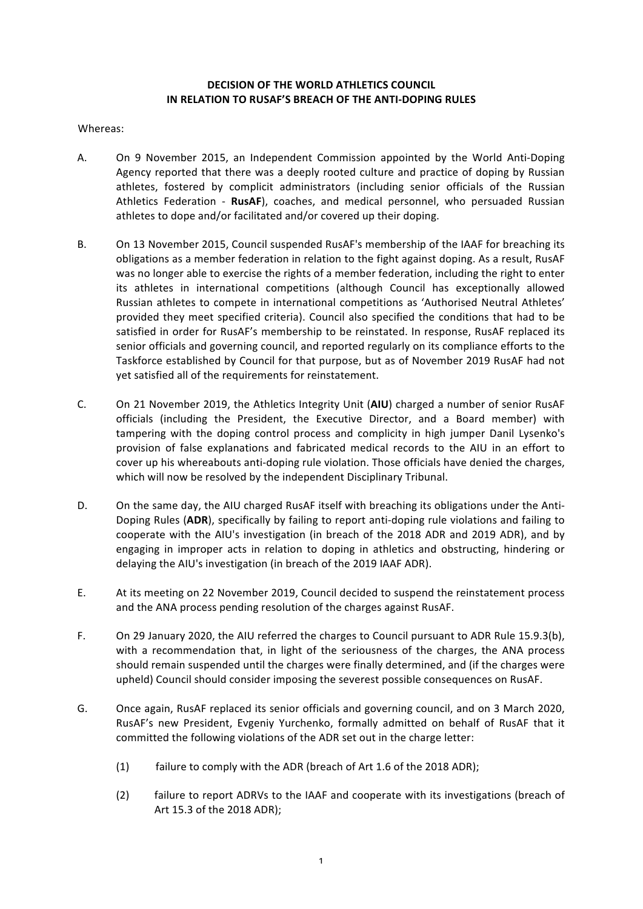**DECISION OF THE WORLD ATHLETICS COUNCIL IN RELATION TO RUSAF'S BREACH OF THE ANTI-DOPING RULES**

Whereas:

A. On 9 November 2015, an Independent Commission appointed by the World Anti-Doping Agency reported that there was a deeply rooted culture and practice of doping by Russian athletes, fostered by complicit administrators (including senior officials of the Russian Athletics Federation - **RusAF**), coaches, and medical personnel, who persuaded Russian athletes to dope and/or facilitated and/or covered up their doping.

B. On 13 November 2015, Council suspended RusAF's membership of the IAAF for breaching its obligations as a member federation in relation to the fight against doping. As a result, RusAF was no longer able to exercise the rights of a member federation, including the right to enter its athletes in international competitions (although Council has exceptionally allowed Russian athletes to compete in international competitions as 'Authorised Neutral Athletes' provided they meet specified criteria). Council also specified the conditions that had to be satisfied in order for RusAF's membership to be reinstated. In response, RusAF replaced its senior officials and governing council, and reported regularly on its compliance efforts to the Taskforce established by Council for that purpose, but as of November 2019 RusAF had not yet satisfied all of the requirements for reinstatement.

C. On 21 November 2019, the Athletics Integrity Unit (**AIU**) charged a number of senior RusAF officials (including the President, the Executive Director, and a Board member) with tampering with the doping control process and complicity in high jumper Danil Lysenko's provision of false explanations and fabricated medical records to the AIU in an effort to cover up his whereabouts anti-doping rule violation. Those officials have denied the charges, which will now be resolved by the independent Disciplinary Tribunal.

D. On the same day, the AIU charged RusAF itself with breaching its obligations under the Anti-Doping Rules (**ADR**), specifically by failing to report anti-doping rule violations and failing to cooperate with the AIU's investigation (in breach of the 2018 ADR and 2019 ADR), and by engaging in improper acts in relation to doping in athletics and obstructing, hindering or delaying the AIU's investigation (in breach of the 2019 IAAF ADR).

E. At its meeting on 22 November 2019, Council decided to suspend the reinstatement process and the ANA process pending resolution of the charges against RusAF.

F. On 29 January 2020, the AIU referred the charges to Council pursuant to ADR Rule 15.9.3(b), with a recommendation that, in light of the seriousness of the charges, the ANA process should remain suspended until the charges were finally determined, and (if the charges were upheld) Council should consider imposing the severest possible consequences on RusAF.

G. Once again, RusAF replaced its senior officials and governing council, and on 3 March 2020, RusAF's new President, Evgeniy Yurchenko, formally admitted on behalf of RusAF that it committed the following violations of the ADR set out in the charge letter:

   (1) failure to comply with the ADR (breach of Art 1.6 of the 2018 ADR);

   (2) failure to report ADRVs to the IAAF and cooperate with its investigations (breach of Art 15.3 of the 2018 ADR);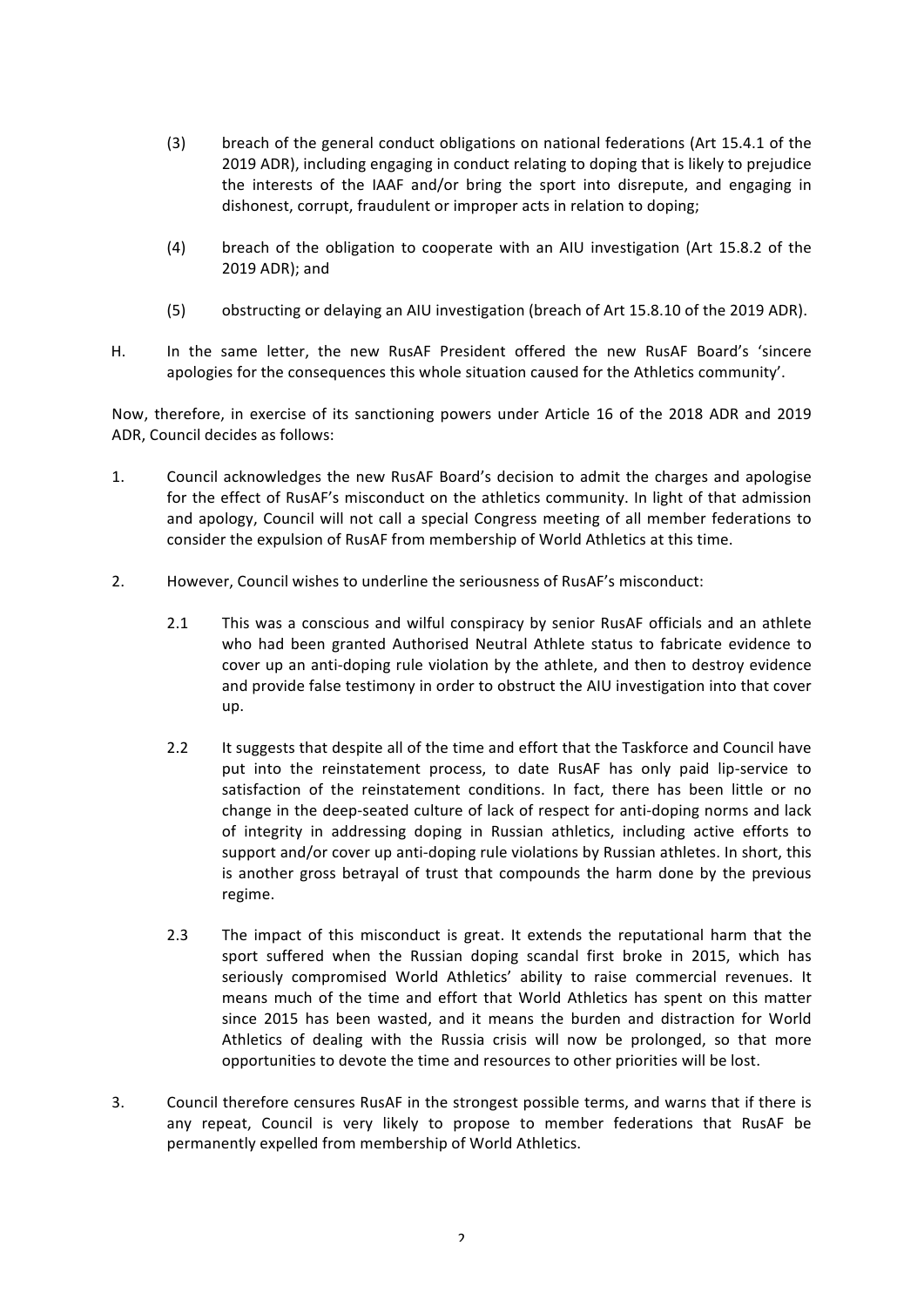(3) breach of the general conduct obligations on national federations (Art 15.4.1 of the 2019 ADR), including engaging in conduct relating to doping that is likely to prejudice the interests of the IAAF and/or bring the sport into disrepute, and engaging in dishonest, corrupt, fraudulent or improper acts in relation to doping;

(4) breach of the obligation to cooperate with an AIU investigation (Art 15.8.2 of the 2019 ADR); and

(5) obstructing or delaying an AIU investigation (breach of Art 15.8.10 of the 2019 ADR).

H. In the same letter, the new RusAF President offered the new RusAF Board's 'sincere apologies for the consequences this whole situation caused for the Athletics community'.

Now, therefore, in exercise of its sanctioning powers under Article 16 of the 2018 ADR and 2019 ADR, Council decides as follows:

1. Council acknowledges the new RusAF Board's decision to admit the charges and apologise for the effect of RusAF's misconduct on the athletics community. In light of that admission and apology, Council will not call a special Congress meeting of all member federations to consider the expulsion of RusAF from membership of World Athletics at this time.

2. However, Council wishes to underline the seriousness of RusAF's misconduct:

   2.1 This was a conscious and wilful conspiracy by senior RusAF officials and an athlete who had been granted Authorised Neutral Athlete status to fabricate evidence to cover up an anti-doping rule violation by the athlete, and then to destroy evidence and provide false testimony in order to obstruct the AIU investigation into that cover up.

   2.2 It suggests that despite all of the time and effort that the Taskforce and Council have put into the reinstatement process, to date RusAF has only paid lip-service to satisfaction of the reinstatement conditions. In fact, there has been little or no change in the deep-seated culture of lack of respect for anti-doping norms and lack of integrity in addressing doping in Russian athletics, including active efforts to support and/or cover up anti-doping rule violations by Russian athletes. In short, this is another gross betrayal of trust that compounds the harm done by the previous regime.

   2.3 The impact of this misconduct is great. It extends the reputational harm that the sport suffered when the Russian doping scandal first broke in 2015, which has seriously compromised World Athletics' ability to raise commercial revenues. It means much of the time and effort that World Athletics has spent on this matter since 2015 has been wasted, and it means the burden and distraction for World Athletics of dealing with the Russia crisis will now be prolonged, so that more opportunities to devote the time and resources to other priorities will be lost.

3. Council therefore censures RusAF in the strongest possible terms, and warns that if there is any repeat, Council is very likely to propose to member federations that RusAF be permanently expelled from membership of World Athletics.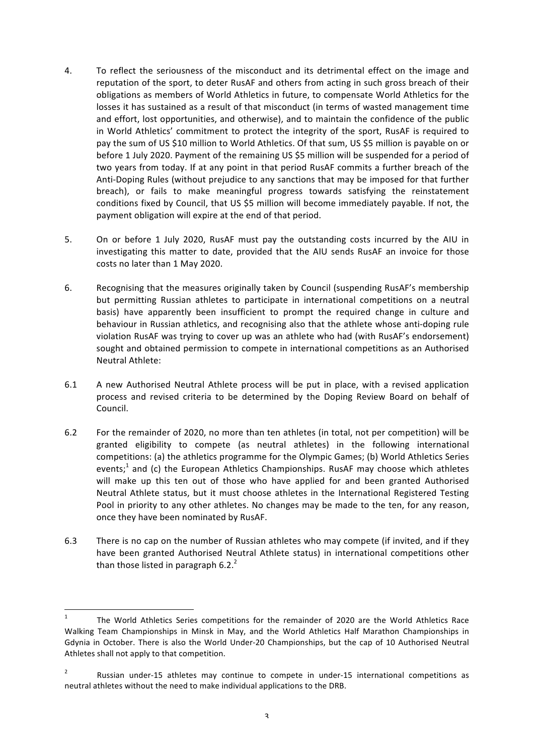4. To reflect the seriousness of the misconduct and its detrimental effect on the image and reputation of the sport, to deter RusAF and others from acting in such gross breach of their obligations as members of World Athletics in future, to compensate World Athletics for the losses it has sustained as a result of that misconduct (in terms of wasted management time and effort, lost opportunities, and otherwise), and to maintain the confidence of the public in World Athletics' commitment to protect the integrity of the sport, RusAF is required to pay the sum of US $10 million to World Athletics. Of that sum, US $5 million is payable on or before 1 July 2020. Payment of the remaining US $5 million will be suspended for a period of two years from today. If at any point in that period RusAF commits a further breach of the Anti-Doping Rules (without prejudice to any sanctions that may be imposed for that further breach), or fails to make meaningful progress towards satisfying the reinstatement conditions fixed by Council, that US $5 million will become immediately payable. If not, the payment obligation will expire at the end of that period.

5. On or before 1 July 2020, RusAF must pay the outstanding costs incurred by the AIU in investigating this matter to date, provided that the AIU sends RusAF an invoice for those costs no later than 1 May 2020.

6. Recognising that the measures originally taken by Council (suspending RusAF's membership but permitting Russian athletes to participate in international competitions on a neutral basis) have apparently been insufficient to prompt the required change in culture and behaviour in Russian athletics, and recognising also that the athlete whose anti-doping rule violation RusAF was trying to cover up was an athlete who had (with RusAF's endorsement) sought and obtained permission to compete in international competitions as an Authorised Neutral Athlete:

6.1 A new Authorised Neutral Athlete process will be put in place, with a revised application process and revised criteria to be determined by the Doping Review Board on behalf of Council.

6.2 For the remainder of 2020, no more than ten athletes (in total, not per competition) will be granted eligibility to compete (as neutral athletes) in the following international competitions: (a) the athletics programme for the Olympic Games; (b) World Athletics Series events;[1] and (c) the European Athletics Championships. RusAF may choose which athletes will make up this ten out of those who have applied for and been granted Authorised Neutral Athlete status, but it must choose athletes in the International Registered Testing Pool in priority to any other athletes. No changes may be made to the ten, for any reason, once they have been nominated by RusAF.

6.3 There is no cap on the number of Russian athletes who may compete (if invited, and if they have been granted Authorised Neutral Athlete status) in international competitions other than those listed in paragraph 6.2.[2]

---

[1] The World Athletics Series competitions for the remainder of 2020 are the World Athletics Race Walking Team Championships in Minsk in May, and the World Athletics Half Marathon Championships in Gdynia in October. There is also the World Under-20 Championships, but the cap of 10 Authorised Neutral Athletes shall not apply to that competition.

[2] Russian under-15 athletes may continue to compete in under-15 international competitions as neutral athletes without the need to make individual applications to the DRB.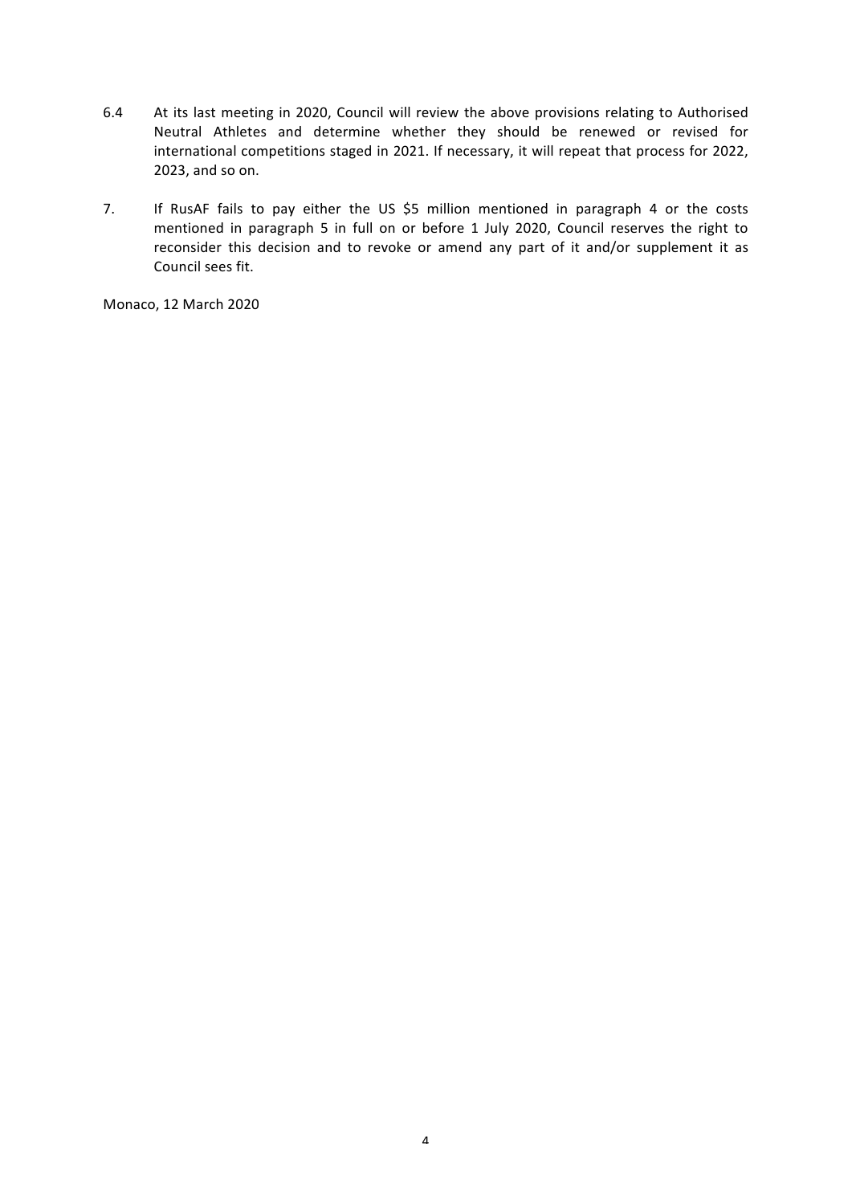6.4 At its last meeting in 2020, Council will review the above provisions relating to Authorised Neutral Athletes and determine whether they should be renewed or revised for international competitions staged in 2021. If necessary, it will repeat that process for 2022, 2023, and so on.

7. If RusAF fails to pay either the US $5 million mentioned in paragraph 4 or the costs mentioned in paragraph 5 in full on or before 1 July 2020, Council reserves the right to reconsider this decision and to revoke or amend any part of it and/or supplement it as Council sees fit.

Monaco, 12 March 2020